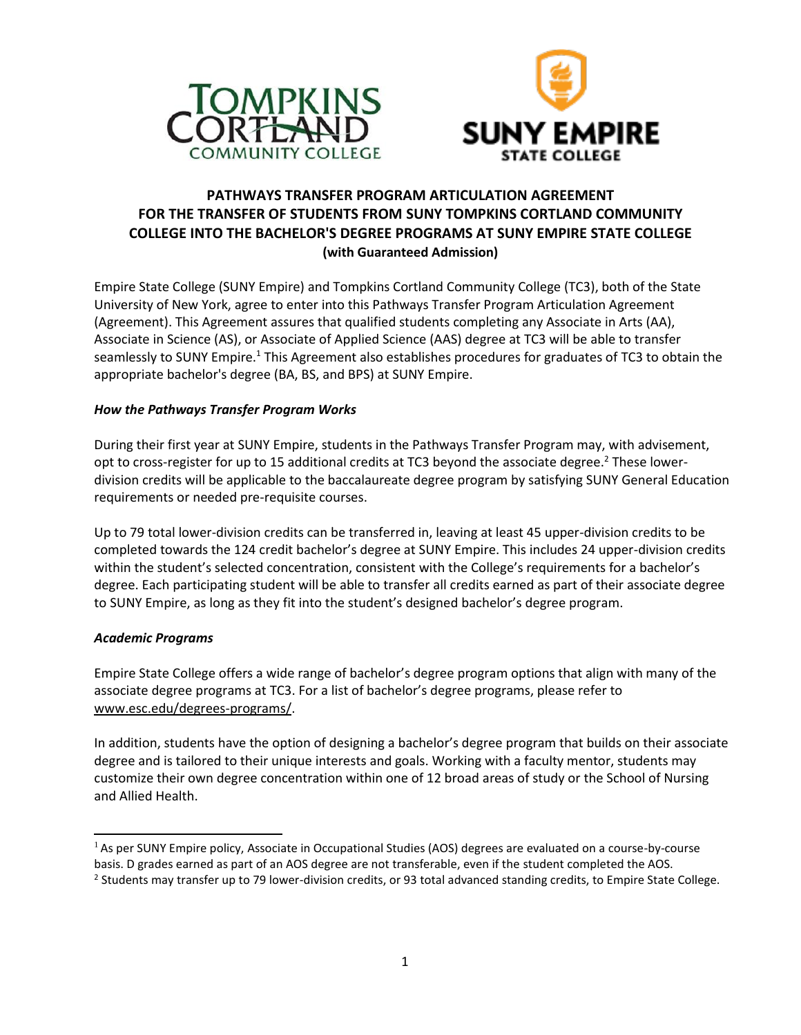# PATHWAYS TRANSFER PROGRAM ARTICULATION AGREEMENT FOR THE TRANSFER OF STUDENTS FROM SUNY TOMPKINS CORTLAND COMMUNITY COLLEGE INTO THE BACHELOR'S DEGREE PROGRAMS AT SUNY EMPIRE STATE COLLEGE

**(with Guaranteed Admission)**

Empire State College (SUNY Empire) and Tompkins Cortland Community College (TC3), both of the State University of New York, agree to enter into this Pathways Transfer Program Articulation Agreement (Agreement). This Agreement assures that qualified students completing any Associate in Arts (AA), Associate in Science (AS), or Associate of Applied Science (AAS) degree at TC3 will be able to transfer seamlessly to SUNY Empire.[1] This Agreement also establishes procedures for graduates of TC3 to obtain the appropriate bachelor's degree (BA, BS, and BPS) at SUNY Empire.

### *How the Pathways Transfer Program Works*

During their first year at SUNY Empire, students in the Pathways Transfer Program may, with advisement, opt to cross-register for up to 15 additional credits at TC3 beyond the associate degree.[2] These lower-division credits will be applicable to the baccalaureate degree program by satisfying SUNY General Education requirements or needed pre-requisite courses.

Up to 79 total lower-division credits can be transferred in, leaving at least 45 upper-division credits to be completed towards the 124 credit bachelor's degree at SUNY Empire. This includes 24 upper-division credits within the student's selected concentration, consistent with the College's requirements for a bachelor's degree. Each participating student will be able to transfer all credits earned as part of their associate degree to SUNY Empire, as long as they fit into the student's designed bachelor's degree program.

### *Academic Programs*

Empire State College offers a wide range of bachelor's degree program options that align with many of the associate degree programs at TC3. For a list of bachelor's degree programs, please refer to www.esc.edu/degrees-programs/.

In addition, students have the option of designing a bachelor's degree program that builds on their associate degree and is tailored to their unique interests and goals. Working with a faculty mentor, students may customize their own degree concentration within one of 12 broad areas of study or the School of Nursing and Allied Health.

---

[1] As per SUNY Empire policy, Associate in Occupational Studies (AOS) degrees are evaluated on a course-by-course basis. D grades earned as part of an AOS degree are not transferable, even if the student completed the AOS.

[2] Students may transfer up to 79 lower-division credits, or 93 total advanced standing credits, to Empire State College.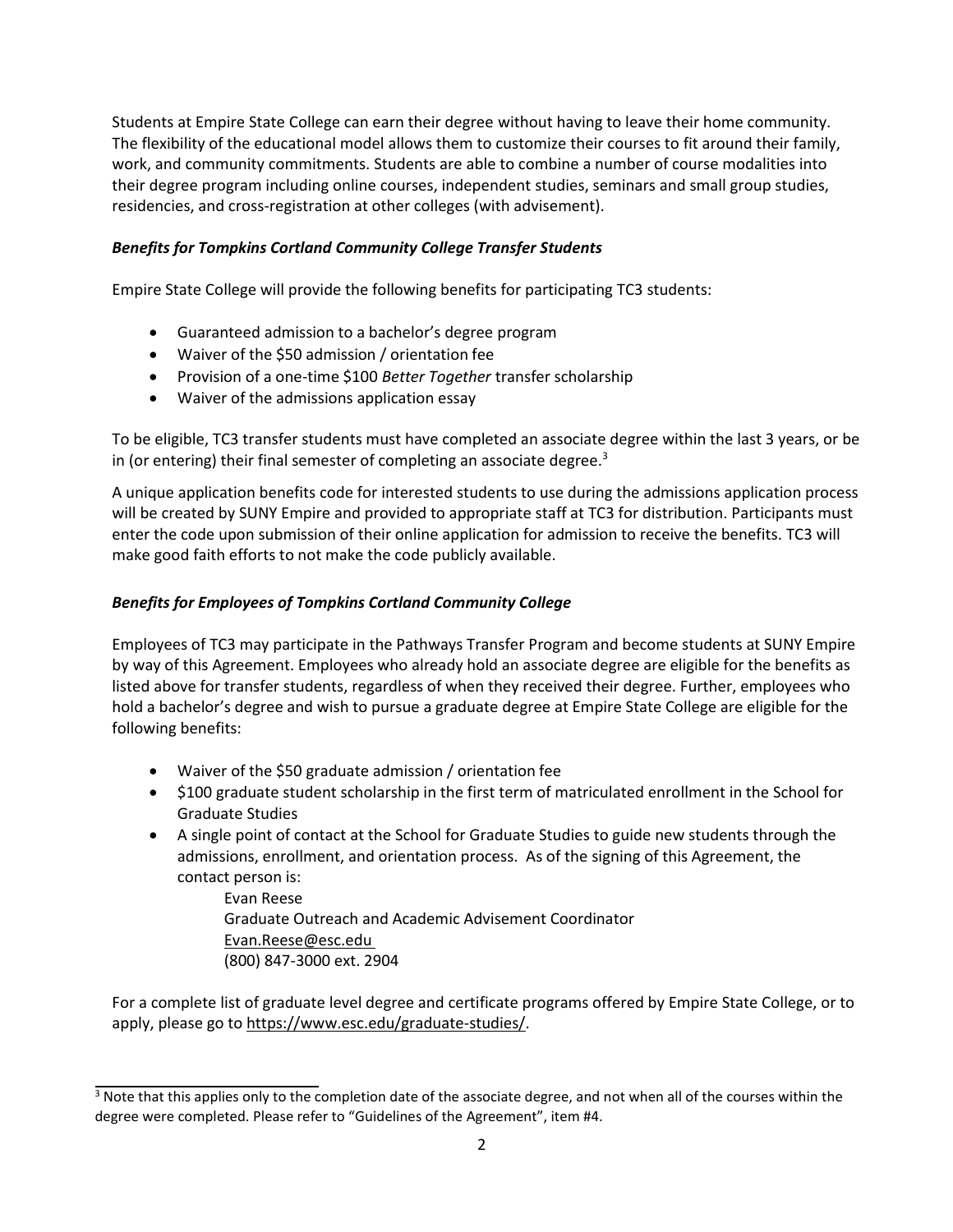Students at Empire State College can earn their degree without having to leave their home community. The flexibility of the educational model allows them to customize their courses to fit around their family, work, and community commitments. Students are able to combine a number of course modalities into their degree program including online courses, independent studies, seminars and small group studies, residencies, and cross-registration at other colleges (with advisement).

### *Benefits for Tompkins Cortland Community College Transfer Students*

Empire State College will provide the following benefits for participating TC3 students:

- Guaranteed admission to a bachelor's degree program
- Waiver of the $50 admission / orientation fee
- Provision of a one-time $100 *Better Together* transfer scholarship
- Waiver of the admissions application essay

To be eligible, TC3 transfer students must have completed an associate degree within the last 3 years, or be in (or entering) their final semester of completing an associate degree.[3]

A unique application benefits code for interested students to use during the admissions application process will be created by SUNY Empire and provided to appropriate staff at TC3 for distribution. Participants must enter the code upon submission of their online application for admission to receive the benefits. TC3 will make good faith efforts to not make the code publicly available.

### *Benefits for Employees of Tompkins Cortland Community College*

Employees of TC3 may participate in the Pathways Transfer Program and become students at SUNY Empire by way of this Agreement. Employees who already hold an associate degree are eligible for the benefits as listed above for transfer students, regardless of when they received their degree. Further, employees who hold a bachelor's degree and wish to pursue a graduate degree at Empire State College are eligible for the following benefits:

- Waiver of the $50 graduate admission / orientation fee
- $100 graduate student scholarship in the first term of matriculated enrollment in the School for Graduate Studies
- A single point of contact at the School for Graduate Studies to guide new students through the admissions, enrollment, and orientation process. As of the signing of this Agreement, the contact person is:

  Evan Reese
  Graduate Outreach and Academic Advisement Coordinator
  Evan.Reese@esc.edu
  (800) 847-3000 ext. 2904

For a complete list of graduate level degree and certificate programs offered by Empire State College, or to apply, please go to https://www.esc.edu/graduate-studies/.

[3] Note that this applies only to the completion date of the associate degree, and not when all of the courses within the degree were completed. Please refer to "Guidelines of the Agreement", item #4.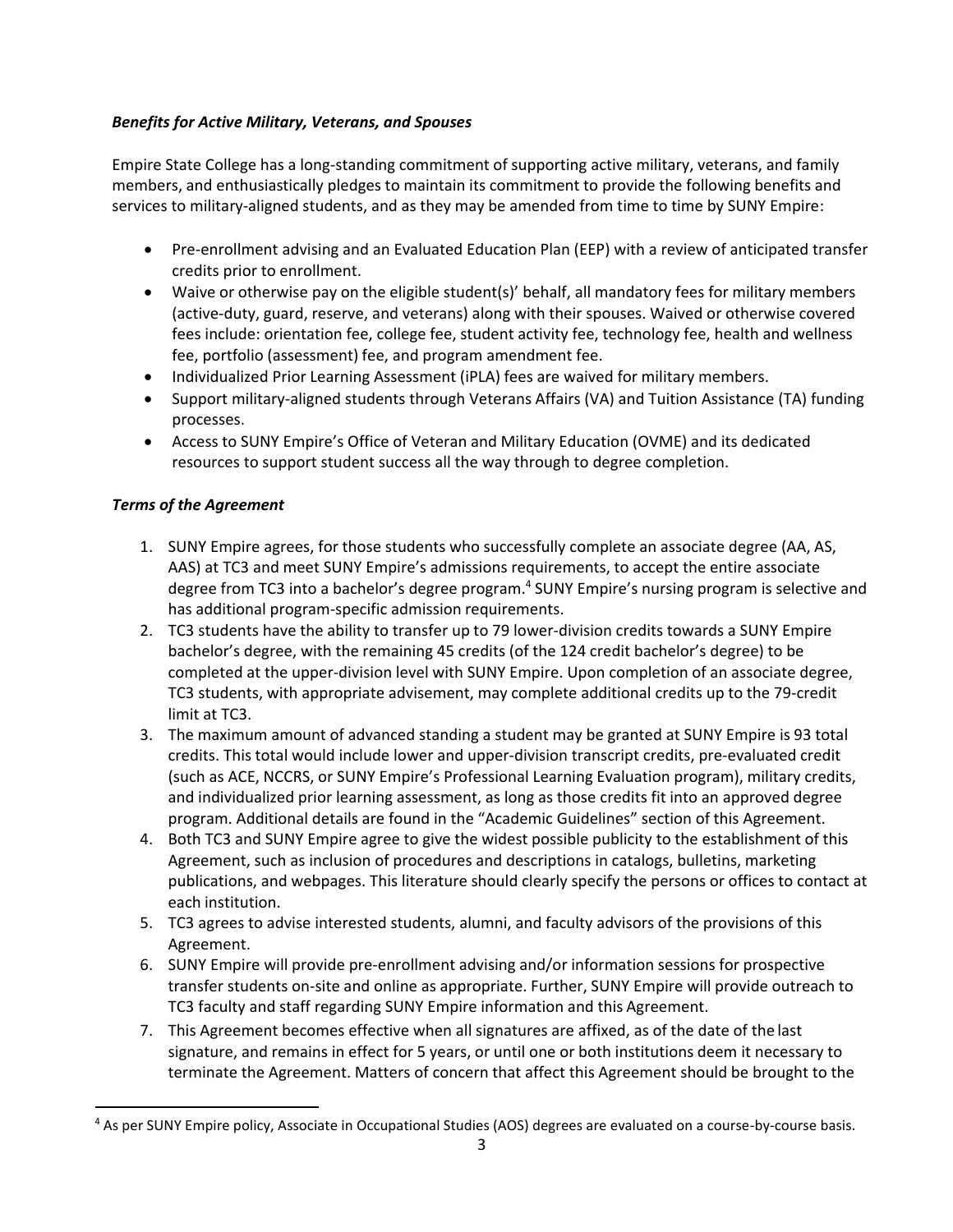***Benefits for Active Military, Veterans, and Spouses***

Empire State College has a long-standing commitment of supporting active military, veterans, and family members, and enthusiastically pledges to maintain its commitment to provide the following benefits and services to military-aligned students, and as they may be amended from time to time by SUNY Empire:

- Pre-enrollment advising and an Evaluated Education Plan (EEP) with a review of anticipated transfer credits prior to enrollment.
- Waive or otherwise pay on the eligible student(s)' behalf, all mandatory fees for military members (active-duty, guard, reserve, and veterans) along with their spouses. Waived or otherwise covered fees include: orientation fee, college fee, student activity fee, technology fee, health and wellness fee, portfolio (assessment) fee, and program amendment fee.
- Individualized Prior Learning Assessment (iPLA) fees are waived for military members.
- Support military-aligned students through Veterans Affairs (VA) and Tuition Assistance (TA) funding processes.
- Access to SUNY Empire's Office of Veteran and Military Education (OVME) and its dedicated resources to support student success all the way through to degree completion.

***Terms of the Agreement***

1. SUNY Empire agrees, for those students who successfully complete an associate degree (AA, AS, AAS) at TC3 and meet SUNY Empire's admissions requirements, to accept the entire associate degree from TC3 into a bachelor's degree program.[4] SUNY Empire's nursing program is selective and has additional program-specific admission requirements.
2. TC3 students have the ability to transfer up to 79 lower-division credits towards a SUNY Empire bachelor's degree, with the remaining 45 credits (of the 124 credit bachelor's degree) to be completed at the upper-division level with SUNY Empire. Upon completion of an associate degree, TC3 students, with appropriate advisement, may complete additional credits up to the 79-credit limit at TC3.
3. The maximum amount of advanced standing a student may be granted at SUNY Empire is 93 total credits. This total would include lower and upper-division transcript credits, pre-evaluated credit (such as ACE, NCCRS, or SUNY Empire's Professional Learning Evaluation program), military credits, and individualized prior learning assessment, as long as those credits fit into an approved degree program. Additional details are found in the "Academic Guidelines" section of this Agreement.
4. Both TC3 and SUNY Empire agree to give the widest possible publicity to the establishment of this Agreement, such as inclusion of procedures and descriptions in catalogs, bulletins, marketing publications, and webpages. This literature should clearly specify the persons or offices to contact at each institution.
5. TC3 agrees to advise interested students, alumni, and faculty advisors of the provisions of this Agreement.
6. SUNY Empire will provide pre-enrollment advising and/or information sessions for prospective transfer students on-site and online as appropriate. Further, SUNY Empire will provide outreach to TC3 faculty and staff regarding SUNY Empire information and this Agreement.
7. This Agreement becomes effective when all signatures are affixed, as of the date of the last signature, and remains in effect for 5 years, or until one or both institutions deem it necessary to terminate the Agreement. Matters of concern that affect this Agreement should be brought to the

[4] As per SUNY Empire policy, Associate in Occupational Studies (AOS) degrees are evaluated on a course-by-course basis.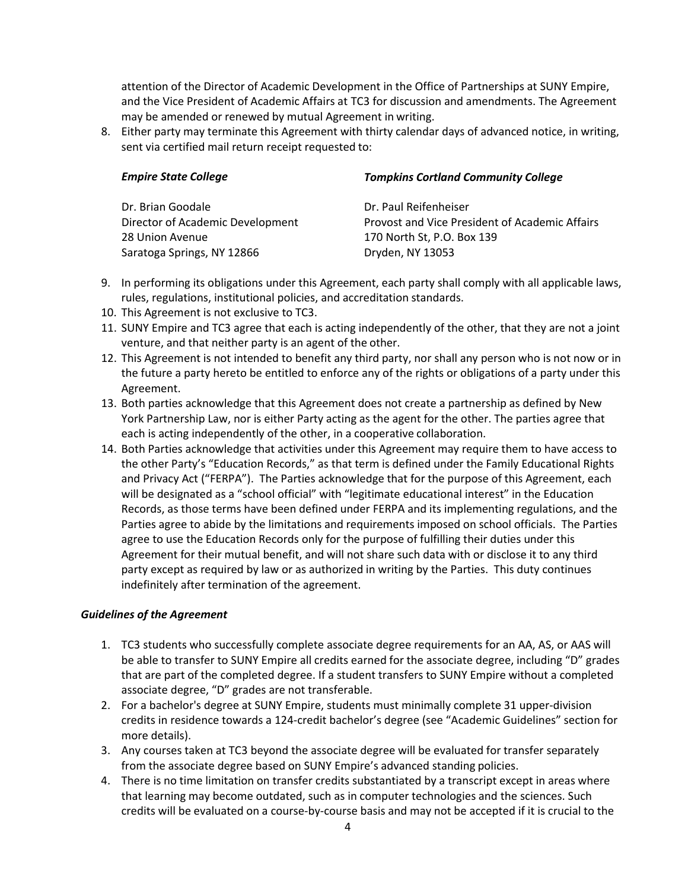attention of the Director of Academic Development in the Office of Partnerships at SUNY Empire, and the Vice President of Academic Affairs at TC3 for discussion and amendments. The Agreement may be amended or renewed by mutual Agreement in writing.

8. Either party may terminate this Agreement with thirty calendar days of advanced notice, in writing, sent via certified mail return receipt requested to:

| ***Empire State College*** | ***Tompkins Cortland Community College*** |
|---|---|
| Dr. Brian Goodale | Dr. Paul Reifenheiser |
| Director of Academic Development | Provost and Vice President of Academic Affairs |
| 28 Union Avenue | 170 North St, P.O. Box 139 |
| Saratoga Springs, NY 12866 | Dryden, NY 13053 |

9. In performing its obligations under this Agreement, each party shall comply with all applicable laws, rules, regulations, institutional policies, and accreditation standards.
10. This Agreement is not exclusive to TC3.
11. SUNY Empire and TC3 agree that each is acting independently of the other, that they are not a joint venture, and that neither party is an agent of the other.
12. This Agreement is not intended to benefit any third party, nor shall any person who is not now or in the future a party hereto be entitled to enforce any of the rights or obligations of a party under this Agreement.
13. Both parties acknowledge that this Agreement does not create a partnership as defined by New York Partnership Law, nor is either Party acting as the agent for the other. The parties agree that each is acting independently of the other, in a cooperative collaboration.
14. Both Parties acknowledge that activities under this Agreement may require them to have access to the other Party's "Education Records," as that term is defined under the Family Educational Rights and Privacy Act ("FERPA"). The Parties acknowledge that for the purpose of this Agreement, each will be designated as a "school official" with "legitimate educational interest" in the Education Records, as those terms have been defined under FERPA and its implementing regulations, and the Parties agree to abide by the limitations and requirements imposed on school officials. The Parties agree to use the Education Records only for the purpose of fulfilling their duties under this Agreement for their mutual benefit, and will not share such data with or disclose it to any third party except as required by law or as authorized in writing by the Parties. This duty continues indefinitely after termination of the agreement.

### *Guidelines of the Agreement*

1. TC3 students who successfully complete associate degree requirements for an AA, AS, or AAS will be able to transfer to SUNY Empire all credits earned for the associate degree, including "D" grades that are part of the completed degree. If a student transfers to SUNY Empire without a completed associate degree, "D" grades are not transferable.
2. For a bachelor's degree at SUNY Empire, students must minimally complete 31 upper-division credits in residence towards a 124-credit bachelor's degree (see "Academic Guidelines" section for more details).
3. Any courses taken at TC3 beyond the associate degree will be evaluated for transfer separately from the associate degree based on SUNY Empire's advanced standing policies.
4. There is no time limitation on transfer credits substantiated by a transcript except in areas where that learning may become outdated, such as in computer technologies and the sciences. Such credits will be evaluated on a course-by-course basis and may not be accepted if it is crucial to the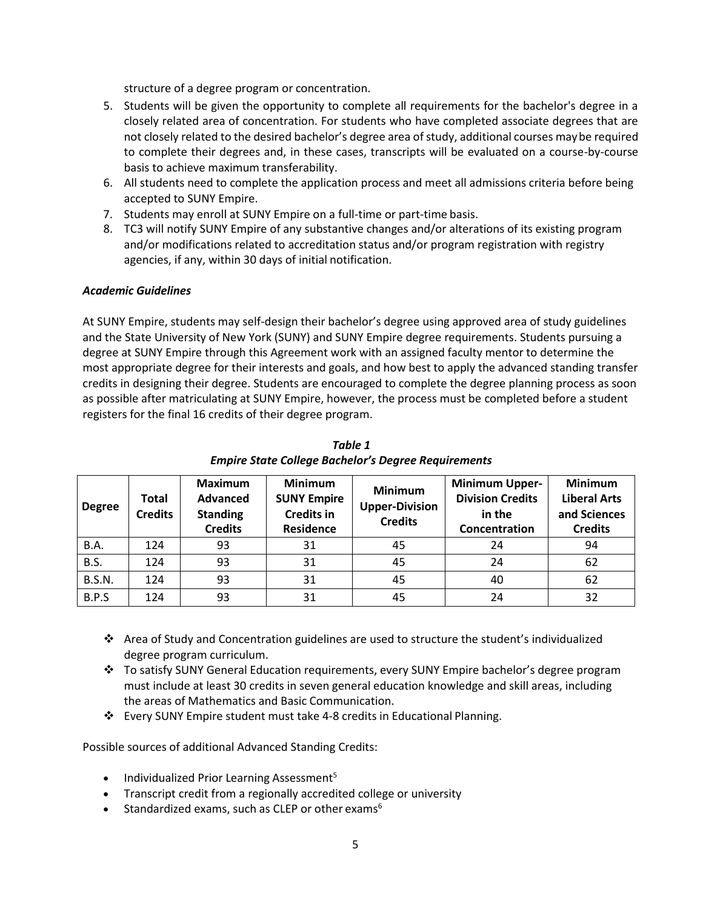structure of a degree program or concentration.

5. Students will be given the opportunity to complete all requirements for the bachelor's degree in a closely related area of concentration. For students who have completed associate degrees that are not closely related to the desired bachelor's degree area of study, additional courses may be required to complete their degrees and, in these cases, transcripts will be evaluated on a course-by-course basis to achieve maximum transferability.
6. All students need to complete the application process and meet all admissions criteria before being accepted to SUNY Empire.
7. Students may enroll at SUNY Empire on a full-time or part-time basis.
8. TC3 will notify SUNY Empire of any substantive changes and/or alterations of its existing program and/or modifications related to accreditation status and/or program registration with registry agencies, if any, within 30 days of initial notification.

### *Academic Guidelines*

At SUNY Empire, students may self-design their bachelor's degree using approved area of study guidelines and the State University of New York (SUNY) and SUNY Empire degree requirements. Students pursuing a degree at SUNY Empire through this Agreement work with an assigned faculty mentor to determine the most appropriate degree for their interests and goals, and how best to apply the advanced standing transfer credits in designing their degree. Students are encouraged to complete the degree planning process as soon as possible after matriculating at SUNY Empire, however, the process must be completed before a student registers for the final 16 credits of their degree program.

***Table 1***
***Empire State College Bachelor's Degree Requirements***

| Degree | Total Credits | Maximum Advanced Standing Credits | Minimum SUNY Empire Credits in Residence | Minimum Upper-Division Credits | Minimum Upper-Division Credits in the Concentration | Minimum Liberal Arts and Sciences Credits |
|---|---|---|---|---|---|---|
| B.A. | 124 | 93 | 31 | 45 | 24 | 94 |
| B.S. | 124 | 93 | 31 | 45 | 24 | 62 |
| B.S.N. | 124 | 93 | 31 | 45 | 40 | 62 |
| B.P.S | 124 | 93 | 31 | 45 | 24 | 32 |

- ❖ Area of Study and Concentration guidelines are used to structure the student's individualized degree program curriculum.
- ❖ To satisfy SUNY General Education requirements, every SUNY Empire bachelor's degree program must include at least 30 credits in seven general education knowledge and skill areas, including the areas of Mathematics and Basic Communication.
- ❖ Every SUNY Empire student must take 4-8 credits in Educational Planning.

Possible sources of additional Advanced Standing Credits:

- Individualized Prior Learning Assessment[5]
- Transcript credit from a regionally accredited college or university
- Standardized exams, such as CLEP or other exams[6]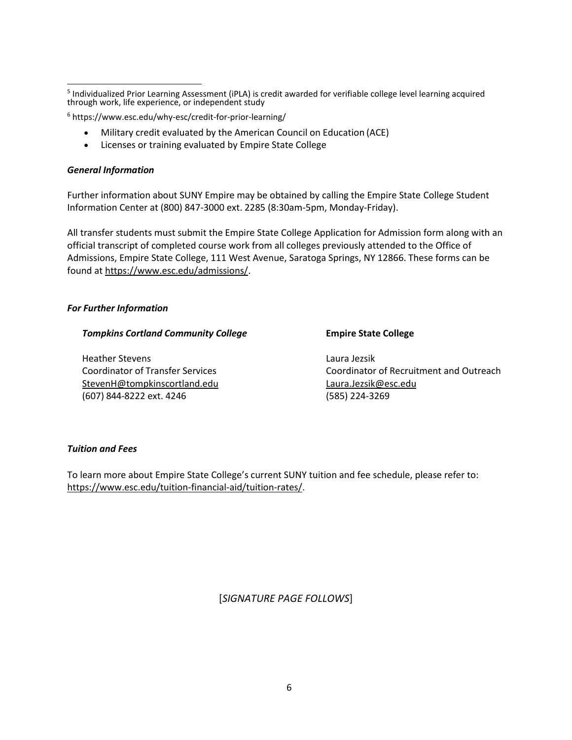[5] Individualized Prior Learning Assessment (iPLA) is credit awarded for verifiable college level learning acquired through work, life experience, or independent study

[6] https://www.esc.edu/why-esc/credit-for-prior-learning/

- Military credit evaluated by the American Council on Education (ACE)
- Licenses or training evaluated by Empire State College

***General Information***

Further information about SUNY Empire may be obtained by calling the Empire State College Student Information Center at (800) 847-3000 ext. 2285 (8:30am-5pm, Monday-Friday).

All transfer students must submit the Empire State College Application for Admission form along with an official transcript of completed course work from all colleges previously attended to the Office of Admissions, Empire State College, 111 West Avenue, Saratoga Springs, NY 12866. These forms can be found at https://www.esc.edu/admissions/.

***For Further Information***

***Tompkins Cortland Community College***

Heather Stevens
Coordinator of Transfer Services
StevenH@tompkinscortland.edu
(607) 844-8222 ext. 4246

**Empire State College**

Laura Jezsik
Coordinator of Recruitment and Outreach
Laura.Jezsik@esc.edu
(585) 224-3269

***Tuition and Fees***

To learn more about Empire State College's current SUNY tuition and fee schedule, please refer to: https://www.esc.edu/tuition-financial-aid/tuition-rates/.

[*SIGNATURE PAGE FOLLOWS*]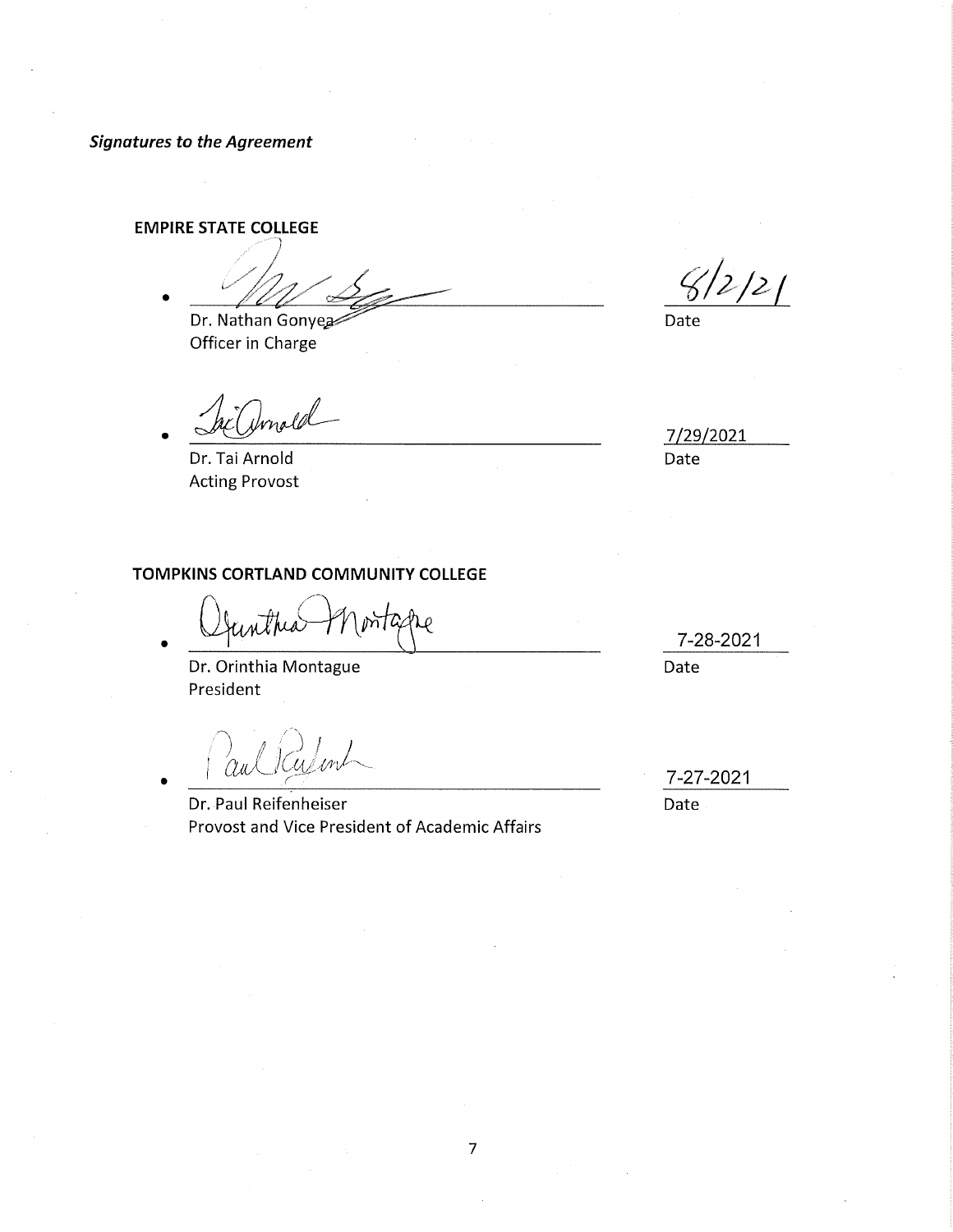***Signatures to the Agreement***

**EMPIRE STATE COLLEGE**

- Dr. Nathan Gonyea
  Officer in Charge
  
  8/2/21
  Date

- Dr. Tai Arnold
  Acting Provost
  
  7/29/2021
  Date

**TOMPKINS CORTLAND COMMUNITY COLLEGE**

- Dr. Orinthia Montague
  President
  
  7-28-2021
  Date

- Dr. Paul Reifenheiser
  Provost and Vice President of Academic Affairs
  
  7-27-2021
  Date